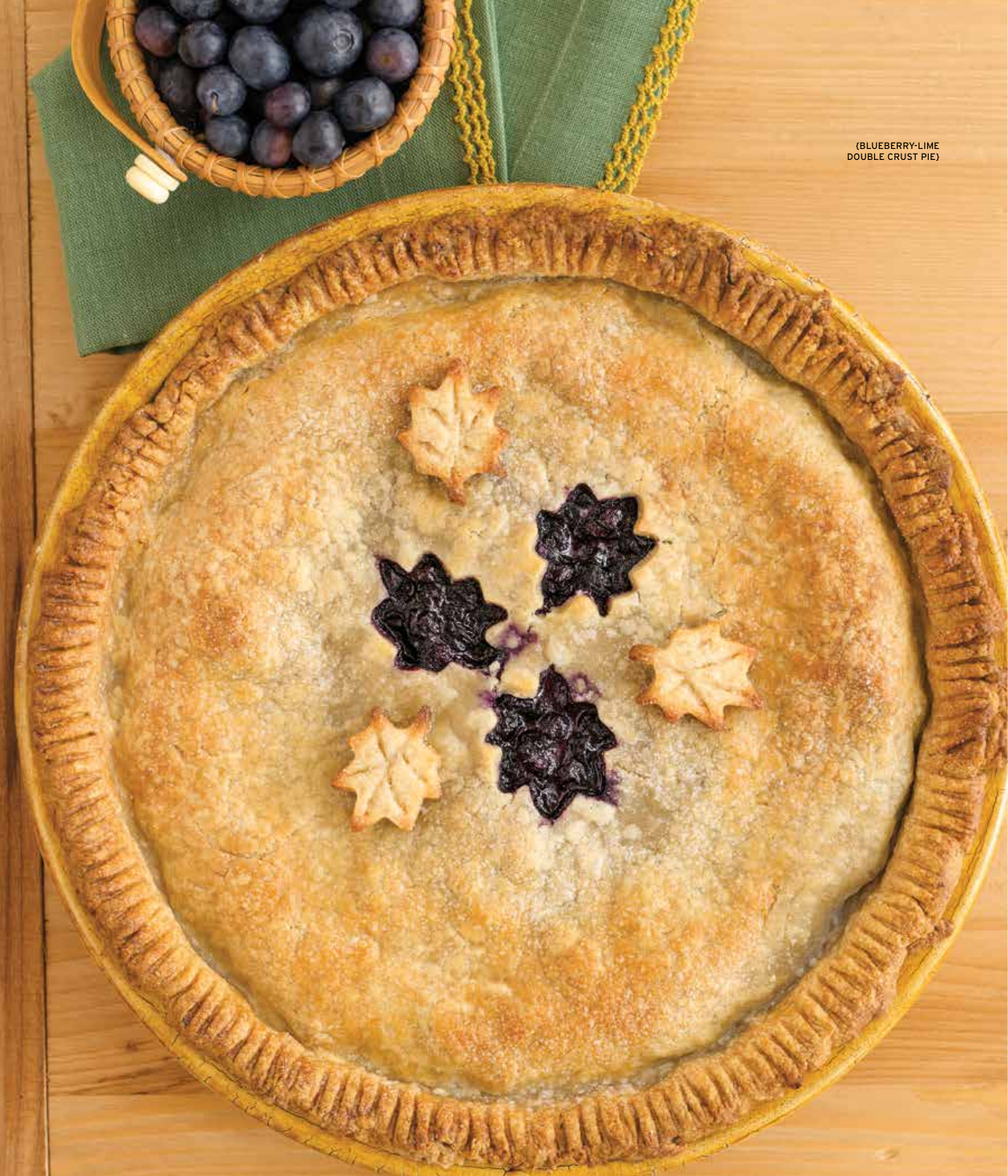{BLUEBERRY-LIME DOUBLE CRUST PIE}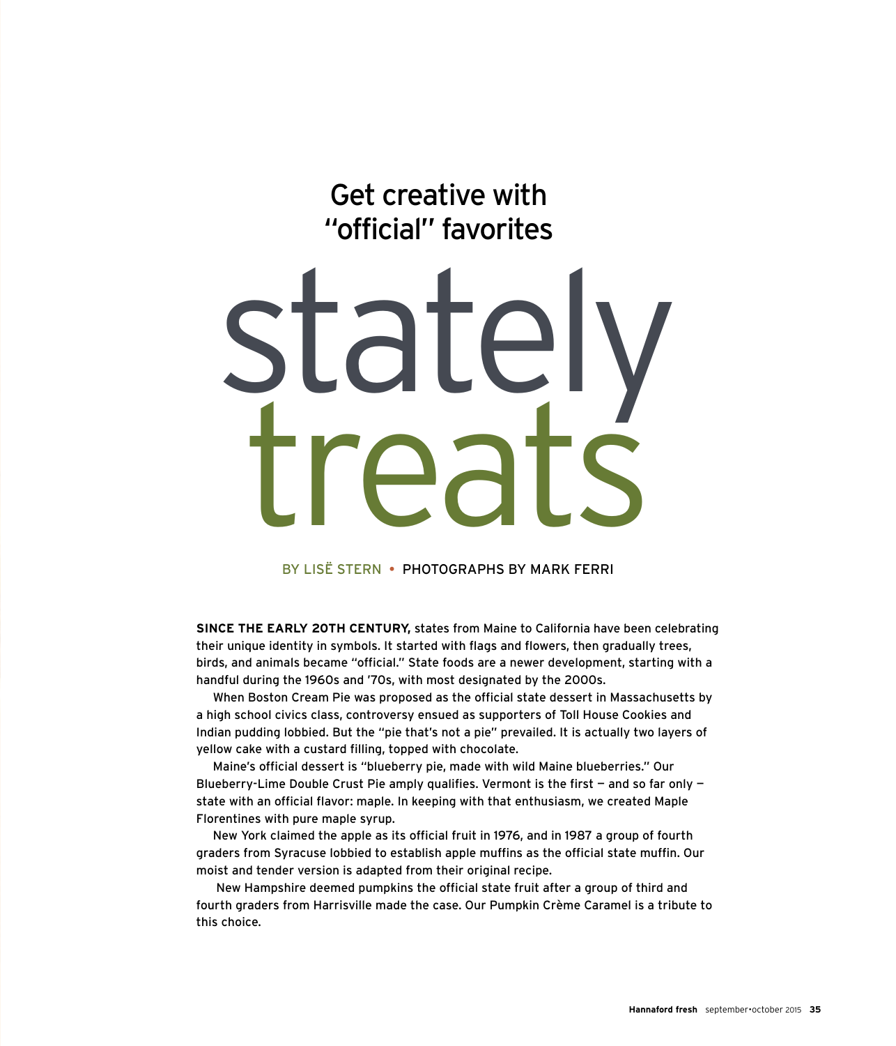Get creative with "official" favorites

# stately treats

BY LISË STERN • PHOTOGRAPHS BY MARK FERRI

**SINCE THE EARLY 20TH CENTURY,** states from Maine to California have been celebrating their unique identity in symbols. It started with flags and flowers, then gradually trees, birds, and animals became "official." State foods are a newer development, starting with a handful during the 1960s and '70s, with most designated by the 2000s.

When Boston Cream Pie was proposed as the official state dessert in Massachusetts by a high school civics class, controversy ensued as supporters of Toll House Cookies and Indian pudding lobbied. But the "pie that's not a pie" prevailed. It is actually two layers of yellow cake with a custard filling, topped with chocolate.

Maine's official dessert is "blueberry pie, made with wild Maine blueberries." Our Blueberry-Lime Double Crust Pie amply qualifies. Vermont is the first — and so far only — state with an official flavor: maple. In keeping with that enthusiasm, we created Maple Florentines with pure maple syrup.

New York claimed the apple as its official fruit in 1976, and in 1987 a group of fourth graders from Syracuse lobbied to establish apple muffins as the official state muffin. Our moist and tender version is adapted from their original recipe.

New Hampshire deemed pumpkins the official state fruit after a group of third and fourth graders from Harrisville made the case. Our Pumpkin Crème Caramel is a tribute to this choice.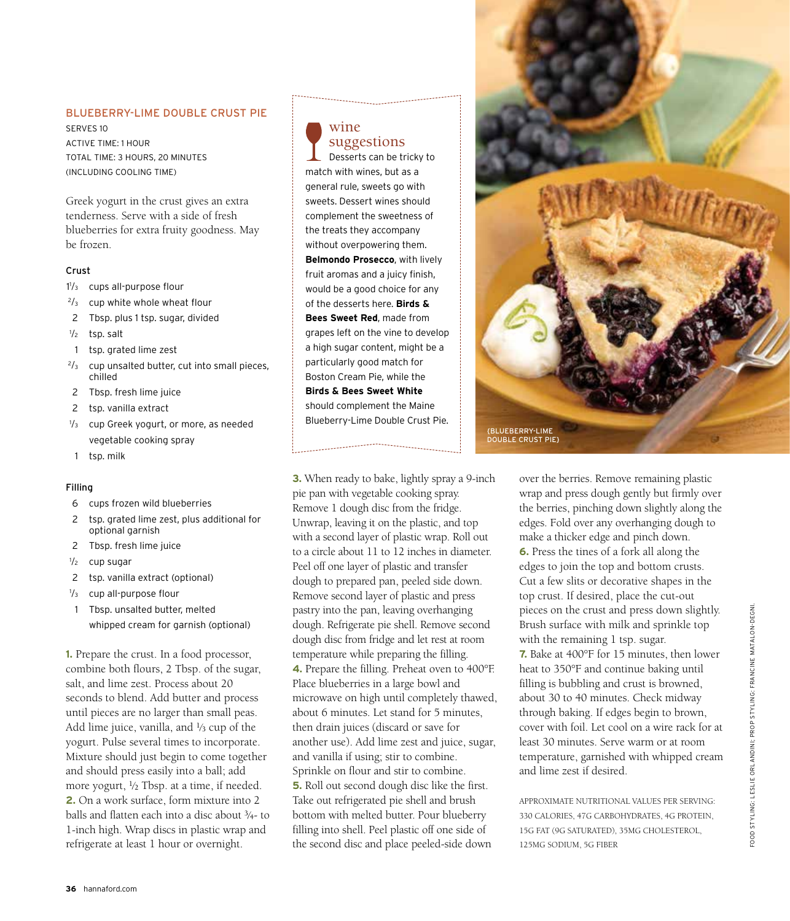## BLUEBERRY-LIME DOUBLE CRUST PIE

SERVES 10
ACTIVE TIME: 1 HOUR
TOTAL TIME: 3 HOURS, 20 MINUTES (INCLUDING COOLING TIME)

Greek yogurt in the crust gives an extra tenderness. Serve with a side of fresh blueberries for extra fruity goodness. May be frozen.

### Crust

- 1⅓ cups all-purpose flour
- ⅔ cup white whole wheat flour
- 2 Tbsp. plus 1 tsp. sugar, divided
- ½ tsp. salt
- 1 tsp. grated lime zest
- ⅔ cup unsalted butter, cut into small pieces, chilled
- 2 Tbsp. fresh lime juice
- 2 tsp. vanilla extract
- ⅓ cup Greek yogurt, or more, as needed
- vegetable cooking spray
- 1 tsp. milk

### Filling

- 6 cups frozen wild blueberries
- 2 tsp. grated lime zest, plus additional for optional garnish
- 2 Tbsp. fresh lime juice
- ½ cup sugar
- 2 tsp. vanilla extract (optional)
- ⅓ cup all-purpose flour
- 1 Tbsp. unsalted butter, melted
- whipped cream for garnish (optional)

**1.** Prepare the crust. In a food processor, combine both flours, 2 Tbsp. of the sugar, salt, and lime zest. Process about 20 seconds to blend. Add butter and process until pieces are no larger than small peas. Add lime juice, vanilla, and ⅓ cup of the yogurt. Pulse several times to incorporate. Mixture should just begin to come together and should press easily into a ball; add more yogurt, ½ Tbsp. at a time, if needed.
**2.** On a work surface, form mixture into 2 balls and flatten each into a disc about ¾- to 1-inch high. Wrap discs in plastic wrap and refrigerate at least 1 hour or overnight.

## wine suggestions

Desserts can be tricky to match with wines, but as a general rule, sweets go with sweets. Dessert wines should complement the sweetness of the treats they accompany without overpowering them. **Belmondo Prosecco**, with lively fruit aromas and a juicy finish, would be a good choice for any of the desserts here. **Birds & Bees Sweet Red**, made from grapes left on the vine to develop a high sugar content, might be a particularly good match for Boston Cream Pie, while the **Birds & Bees Sweet White** should complement the Maine Blueberry-Lime Double Crust Pie.

{BLUEBERRY-LIME DOUBLE CRUST PIE}

**3.** When ready to bake, lightly spray a 9-inch pie pan with vegetable cooking spray. Remove 1 dough disc from the fridge. Unwrap, leaving it on the plastic, and top with a second layer of plastic wrap. Roll out to a circle about 11 to 12 inches in diameter. Peel off one layer of plastic and transfer dough to prepared pan, peeled side down. Remove second layer of plastic and press pastry into the pan, leaving overhanging dough. Refrigerate pie shell. Remove second dough disc from fridge and let rest at room temperature while preparing the filling.
**4.** Prepare the filling. Preheat oven to 400°F. Place blueberries in a large bowl and microwave on high until completely thawed, about 6 minutes. Let stand for 5 minutes, then drain juices (discard or save for another use). Add lime zest and juice, sugar, and vanilla if using; stir to combine. Sprinkle on flour and stir to combine.
**5.** Roll out second dough disc like the first. Take out refrigerated pie shell and brush bottom with melted butter. Pour blueberry filling into shell. Peel plastic off one side of the second disc and place peeled-side down over the berries. Remove remaining plastic wrap and press dough gently but firmly over the berries, pinching down slightly along the edges. Fold over any overhanging dough to make a thicker edge and pinch down.
**6.** Press the tines of a fork all along the edges to join the top and bottom crusts. Cut a few slits or decorative shapes in the top crust. If desired, place the cut-out pieces on the crust and press down slightly. Brush surface with milk and sprinkle top with the remaining 1 tsp. sugar.
**7.** Bake at 400°F for 15 minutes, then lower heat to 350°F and continue baking until filling is bubbling and crust is browned, about 30 to 40 minutes. Check midway through baking. If edges begin to brown, cover with foil. Let cool on a wire rack for at least 30 minutes. Serve warm or at room temperature, garnished with whipped cream and lime zest if desired.

APPROXIMATE NUTRITIONAL VALUES PER SERVING: 330 CALORIES, 47G CARBOHYDRATES, 4G PROTEIN, 15G FAT (9G SATURATED), 35MG CHOLESTEROL, 125MG SODIUM, 5G FIBER

FOOD STYLING: LESLIE ORLANDINI; PROP STYLING: FRANCINE MATALON-DEGNI.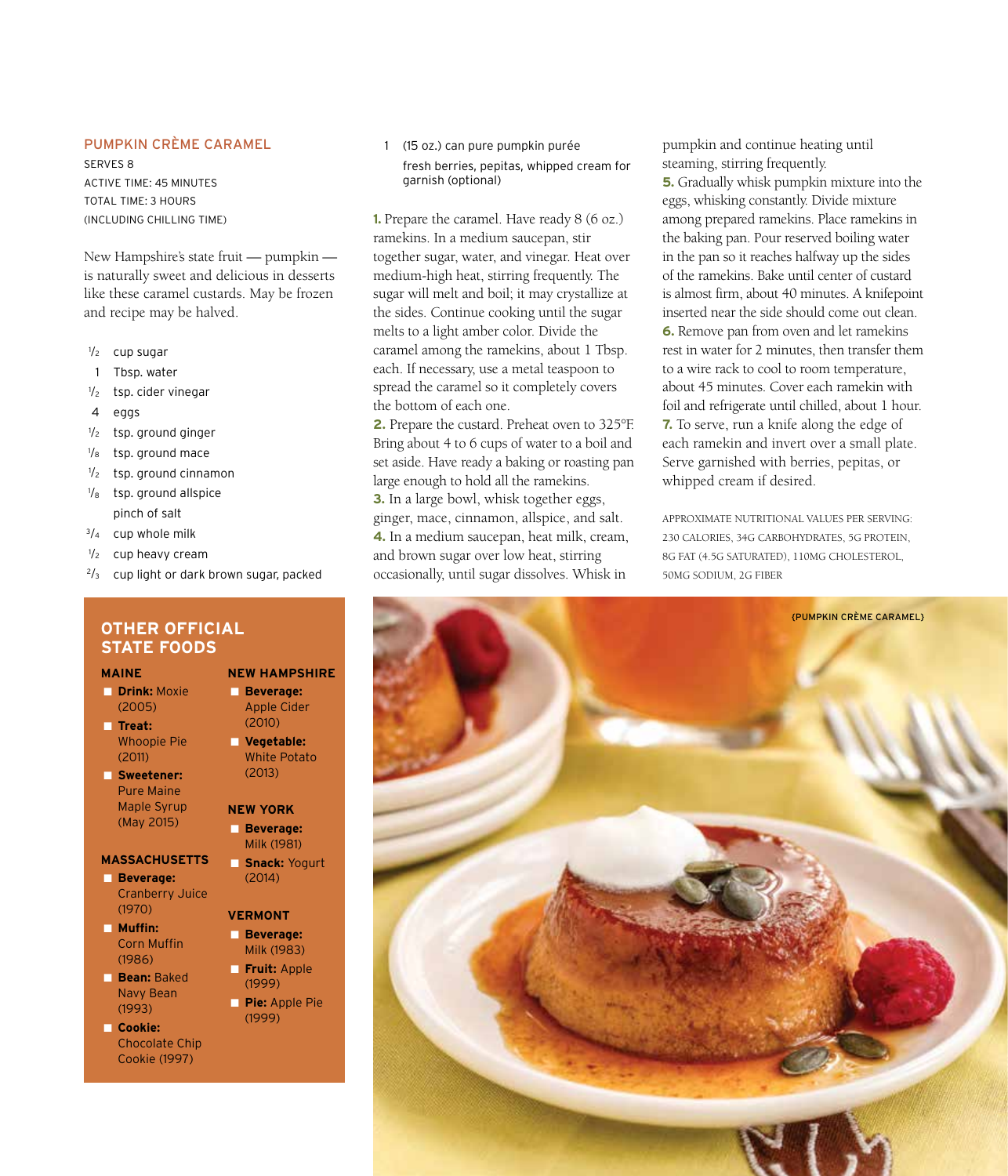## PUMPKIN CRÈME CARAMEL

SERVES 8
ACTIVE TIME: 45 MINUTES
TOTAL TIME: 3 HOURS
(INCLUDING CHILLING TIME)

New Hampshire's state fruit — pumpkin — is naturally sweet and delicious in desserts like these caramel custards. May be frozen and recipe may be halved.

- 1/2 cup sugar
- 1 Tbsp. water
- 1/2 tsp. cider vinegar
- 4 eggs
- 1/2 tsp. ground ginger
- 1/8 tsp. ground mace
- 1/2 tsp. ground cinnamon
- 1/8 tsp. ground allspice
- pinch of salt
- 3/4 cup whole milk
- 1/2 cup heavy cream
- 2/3 cup light or dark brown sugar, packed
- 1 (15 oz.) can pure pumpkin purée
- fresh berries, pepitas, whipped cream for garnish (optional)

**1.** Prepare the caramel. Have ready 8 (6 oz.) ramekins. In a medium saucepan, stir together sugar, water, and vinegar. Heat over medium-high heat, stirring frequently. The sugar will melt and boil; it may crystallize at the sides. Continue cooking until the sugar melts to a light amber color. Divide the caramel among the ramekins, about 1 Tbsp. each. If necessary, use a metal teaspoon to spread the caramel so it completely covers the bottom of each one.

**2.** Prepare the custard. Preheat oven to 325°F. Bring about 4 to 6 cups of water to a boil and set aside. Have ready a baking or roasting pan large enough to hold all the ramekins.

**3.** In a large bowl, whisk together eggs, ginger, mace, cinnamon, allspice, and salt.

**4.** In a medium saucepan, heat milk, cream, and brown sugar over low heat, stirring occasionally, until sugar dissolves. Whisk in pumpkin and continue heating until steaming, stirring frequently.

**5.** Gradually whisk pumpkin mixture into the eggs, whisking constantly. Divide mixture among prepared ramekins. Place ramekins in the baking pan. Pour reserved boiling water in the pan so it reaches halfway up the sides of the ramekins. Bake until center of custard is almost firm, about 40 minutes. A knifepoint inserted near the side should come out clean.

**6.** Remove pan from oven and let ramekins rest in water for 2 minutes, then transfer them to a wire rack to cool to room temperature, about 45 minutes. Cover each ramekin with foil and refrigerate until chilled, about 1 hour.

**7.** To serve, run a knife along the edge of each ramekin and invert over a small plate. Serve garnished with berries, pepitas, or whipped cream if desired.

APPROXIMATE NUTRITIONAL VALUES PER SERVING: 230 CALORIES, 34G CARBOHYDRATES, 5G PROTEIN, 8G FAT (4.5G SATURATED), 110MG CHOLESTEROL, 50MG SODIUM, 2G FIBER

## OTHER OFFICIAL STATE FOODS

### MAINE
- **Drink:** Moxie (2005)
- **Treat:** Whoopie Pie (2011)
- **Sweetener:** Pure Maine Maple Syrup (May 2015)

### MASSACHUSETTS
- **Beverage:** Cranberry Juice (1970)
- **Muffin:** Corn Muffin (1986)
- **Bean:** Baked Navy Bean (1993)
- **Cookie:** Chocolate Chip Cookie (1997)

### NEW HAMPSHIRE
- **Beverage:** Apple Cider (2010)
- **Vegetable:** White Potato (2013)

### NEW YORK
- **Beverage:** Milk (1981)
- **Snack:** Yogurt (2014)

### VERMONT
- **Beverage:** Milk (1983)
- **Fruit:** Apple (1999)
- **Pie:** Apple Pie (1999)

{PUMPKIN CRÈME CARAMEL}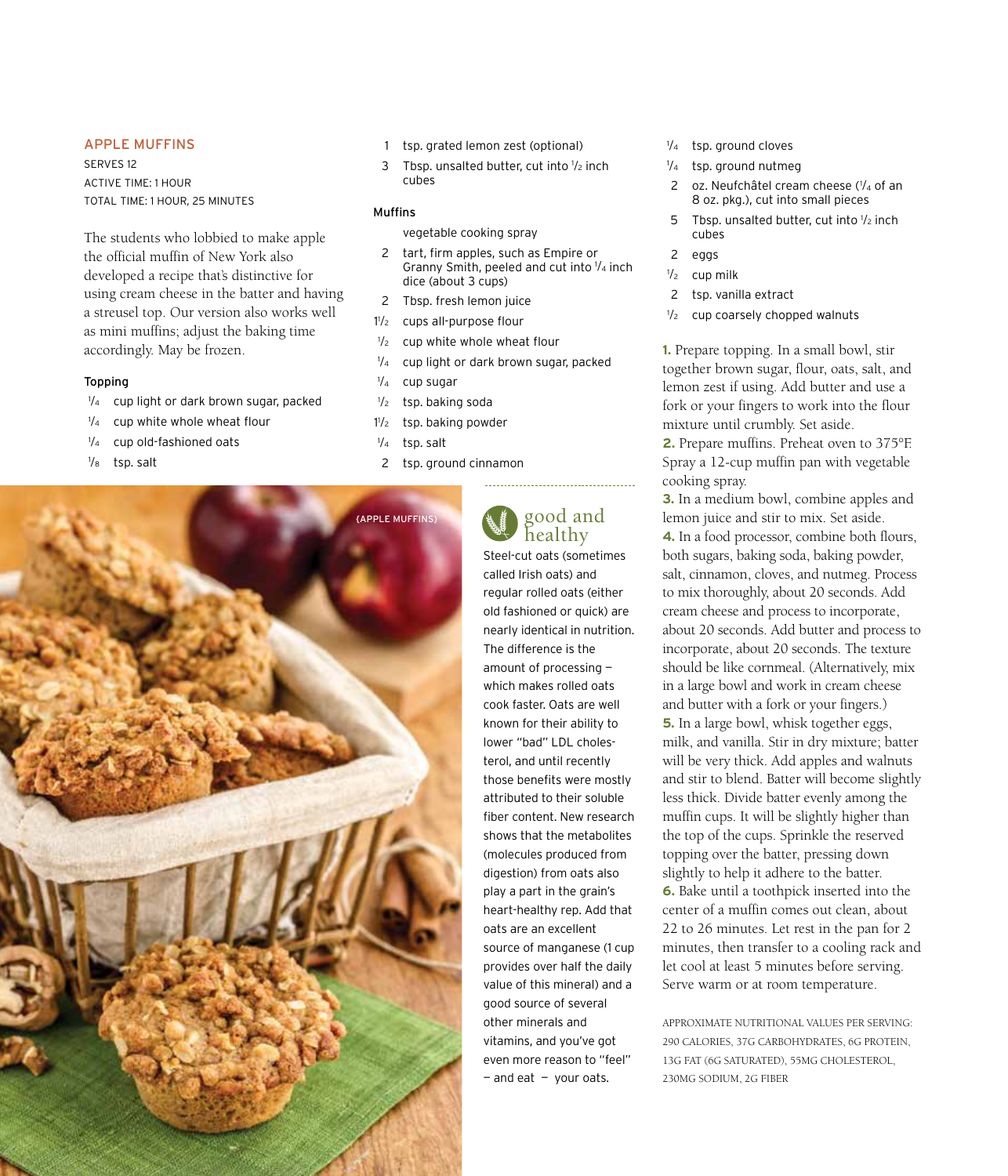## APPLE MUFFINS

SERVES 12
ACTIVE TIME: 1 HOUR
TOTAL TIME: 1 HOUR, 25 MINUTES

The students who lobbied to make apple the official muffin of New York also developed a recipe that's distinctive for using cream cheese in the batter and having a streusel top. Our version also works well as mini muffins; adjust the baking time accordingly. May be frozen.

### Topping

- 1/4 cup light or dark brown sugar, packed
- 1/4 cup white whole wheat flour
- 1/4 cup old-fashioned oats
- 1/8 tsp. salt
- 1 tsp. grated lemon zest (optional)
- 3 Tbsp. unsalted butter, cut into 1/2 inch cubes

### Muffins

- vegetable cooking spray
- 2 tart, firm apples, such as Empire or Granny Smith, peeled and cut into 1/4 inch dice (about 3 cups)
- 2 Tbsp. fresh lemon juice
- 1 1/2 cups all-purpose flour
- 1/2 cup white whole wheat flour
- 1/4 cup light or dark brown sugar, packed
- 1/4 cup sugar
- 1/2 tsp. baking soda
- 1 1/2 tsp. baking powder
- 1/4 tsp. salt
- 2 tsp. ground cinnamon
- 1/4 tsp. ground cloves
- 1/4 tsp. ground nutmeg
- 2 oz. Neufchâtel cream cheese (1/4 of an 8 oz. pkg.), cut into small pieces
- 5 Tbsp. unsalted butter, cut into 1/2 inch cubes
- 2 eggs
- 1/2 cup milk
- 2 tsp. vanilla extract
- 1/2 cup coarsely chopped walnuts

**1.** Prepare topping. In a small bowl, stir together brown sugar, flour, oats, salt, and lemon zest if using. Add butter and use a fork or your fingers to work into the flour mixture until crumbly. Set aside.

**2.** Prepare muffins. Preheat oven to 375°F. Spray a 12-cup muffin pan with vegetable cooking spray.

**3.** In a medium bowl, combine apples and lemon juice and stir to mix. Set aside.

**4.** In a food processor, combine both flours, both sugars, baking soda, baking powder, salt, cinnamon, cloves, and nutmeg. Process to mix thoroughly, about 20 seconds. Add cream cheese and process to incorporate, about 20 seconds. Add butter and process to incorporate, about 20 seconds. The texture should be like cornmeal. (Alternatively, mix in a large bowl and work in cream cheese and butter with a fork or your fingers.)

**5.** In a large bowl, whisk together eggs, milk, and vanilla. Stir in dry mixture; batter will be very thick. Add apples and walnuts and stir to blend. Batter will become slightly less thick. Divide batter evenly among the muffin cups. It will be slightly higher than the top of the cups. Sprinkle the reserved topping over the batter, pressing down slightly to help it adhere to the batter.

**6.** Bake until a toothpick inserted into the center of a muffin comes out clean, about 22 to 26 minutes. Let rest in the pan for 2 minutes, then transfer to a cooling rack and let cool at least 5 minutes before serving. Serve warm or at room temperature.

APPROXIMATE NUTRITIONAL VALUES PER SERVING: 290 CALORIES, 37G CARBOHYDRATES, 6G PROTEIN, 13G FAT (6G SATURATED), 55MG CHOLESTEROL, 230MG SODIUM, 2G FIBER

{APPLE MUFFINS}

### good and healthy

Steel-cut oats (sometimes called Irish oats) and regular rolled oats (either old fashioned or quick) are nearly identical in nutrition. The difference is the amount of processing – which makes rolled oats cook faster. Oats are well known for their ability to lower "bad" LDL cholesterol, and until recently those benefits were mostly attributed to their soluble fiber content. New research shows that the metabolites (molecules produced from digestion) from oats also play a part in the grain's heart-healthy rep. Add that oats are an excellent source of manganese (1 cup provides over half the daily value of this mineral) and a good source of several other minerals and vitamins, and you've got even more reason to "feel" – and eat – your oats.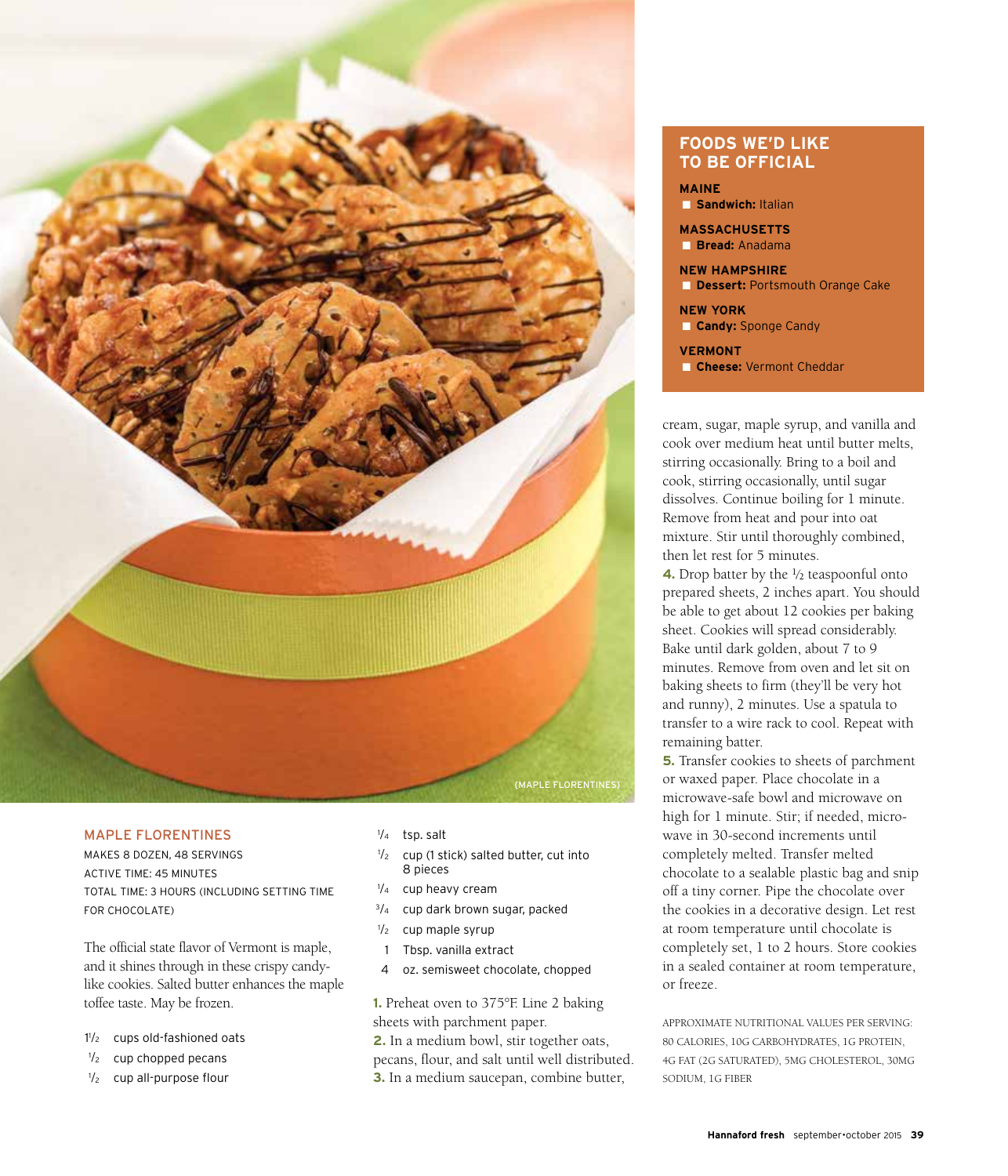(MAPLE FLORENTINES)

## MAPLE FLORENTINES

MAKES 8 DOZEN, 48 SERVINGS
ACTIVE TIME: 45 MINUTES
TOTAL TIME: 3 HOURS (INCLUDING SETTING TIME FOR CHOCOLATE)

The official state flavor of Vermont is maple, and it shines through in these crispy candy-like cookies. Salted butter enhances the maple toffee taste. May be frozen.

- 1½ cups old-fashioned oats
- ½ cup chopped pecans
- ½ cup all-purpose flour
- ¼ tsp. salt
- ½ cup (1 stick) salted butter, cut into 8 pieces
- ¼ cup heavy cream
- ¾ cup dark brown sugar, packed
- ½ cup maple syrup
- 1 Tbsp. vanilla extract
- 4 oz. semisweet chocolate, chopped

**1.** Preheat oven to 375°F. Line 2 baking sheets with parchment paper.
**2.** In a medium bowl, stir together oats, pecans, flour, and salt until well distributed.
**3.** In a medium saucepan, combine butter, cream, sugar, maple syrup, and vanilla and cook over medium heat until butter melts, stirring occasionally. Bring to a boil and cook, stirring occasionally, until sugar dissolves. Continue boiling for 1 minute. Remove from heat and pour into oat mixture. Stir until thoroughly combined, then let rest for 5 minutes.
**4.** Drop batter by the ½ teaspoonful onto prepared sheets, 2 inches apart. You should be able to get about 12 cookies per baking sheet. Cookies will spread considerably. Bake until dark golden, about 7 to 9 minutes. Remove from oven and let sit on baking sheets to firm (they'll be very hot and runny), 2 minutes. Use a spatula to transfer to a wire rack to cool. Repeat with remaining batter.
**5.** Transfer cookies to sheets of parchment or waxed paper. Place chocolate in a microwave-safe bowl and microwave on high for 1 minute. Stir; if needed, microwave in 30-second increments until completely melted. Transfer melted chocolate to a sealable plastic bag and snip off a tiny corner. Pipe the chocolate over the cookies in a decorative design. Let rest at room temperature until chocolate is completely set, 1 to 2 hours. Store cookies in a sealed container at room temperature, or freeze.

APPROXIMATE NUTRITIONAL VALUES PER SERVING: 80 CALORIES, 10G CARBOHYDRATES, 1G PROTEIN, 4G FAT (2G SATURATED), 5MG CHOLESTEROL, 30MG SODIUM, 1G FIBER

## FOODS WE'D LIKE TO BE OFFICIAL

**MAINE**
- **Sandwich:** Italian

**MASSACHUSETTS**
- **Bread:** Anadama

**NEW HAMPSHIRE**
- **Dessert:** Portsmouth Orange Cake

**NEW YORK**
- **Candy:** Sponge Candy

**VERMONT**
- **Cheese:** Vermont Cheddar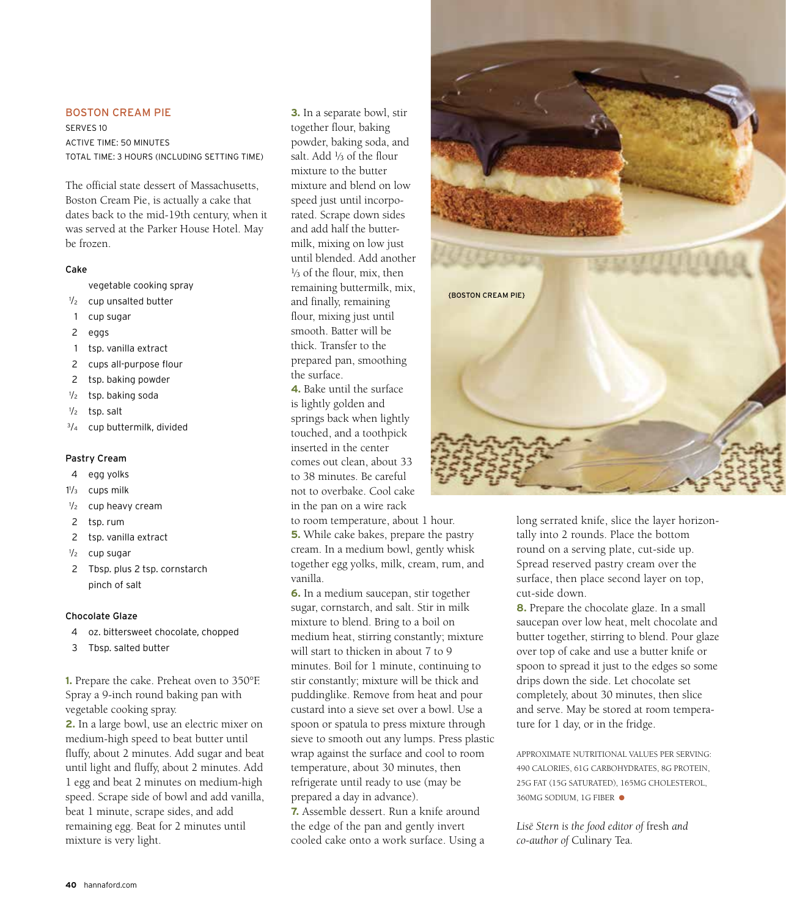## BOSTON CREAM PIE

SERVES 10
ACTIVE TIME: 50 MINUTES
TOTAL TIME: 3 HOURS (INCLUDING SETTING TIME)

The official state dessert of Massachusetts, Boston Cream Pie, is actually a cake that dates back to the mid-19th century, when it was served at the Parker House Hotel. May be frozen.

### Cake

- vegetable cooking spray
- 1/2 cup unsalted butter
- 1 cup sugar
- 2 eggs
- 1 tsp. vanilla extract
- 2 cups all-purpose flour
- 2 tsp. baking powder
- 1/2 tsp. baking soda
- 1/2 tsp. salt
- 3/4 cup buttermilk, divided

### Pastry Cream

- 4 egg yolks
- 1 1/3 cups milk
- 1/2 cup heavy cream
- 2 tsp. rum
- 2 tsp. vanilla extract
- 1/2 cup sugar
- 2 Tbsp. plus 2 tsp. cornstarch
- pinch of salt

### Chocolate Glaze

- 4 oz. bittersweet chocolate, chopped
- 3 Tbsp. salted butter

**1.** Prepare the cake. Preheat oven to 350°F. Spray a 9-inch round baking pan with vegetable cooking spray.

**2.** In a large bowl, use an electric mixer on medium-high speed to beat butter until fluffy, about 2 minutes. Add sugar and beat until light and fluffy, about 2 minutes. Add 1 egg and beat 2 minutes on medium-high speed. Scrape side of bowl and add vanilla, beat 1 minute, scrape sides, and add remaining egg. Beat for 2 minutes until mixture is very light.

**3.** In a separate bowl, stir together flour, baking powder, baking soda, and salt. Add 1/3 of the flour mixture to the butter mixture and blend on low speed just until incorporated. Scrape down sides and add half the buttermilk, mixing on low just until blended. Add another 1/3 of the flour, mix, then remaining buttermilk, mix, and finally, remaining flour, mixing just until smooth. Batter will be thick. Transfer to the prepared pan, smoothing the surface.

**4.** Bake until the surface is lightly golden and springs back when lightly touched, and a toothpick inserted in the center comes out clean, about 33 to 38 minutes. Be careful not to overbake. Cool cake in the pan on a wire rack to room temperature, about 1 hour.

**5.** While cake bakes, prepare the pastry cream. In a medium bowl, gently whisk together egg yolks, milk, cream, rum, and vanilla.

**6.** In a medium saucepan, stir together sugar, cornstarch, and salt. Stir in milk mixture to blend. Bring to a boil on medium heat, stirring constantly; mixture will start to thicken in about 7 to 9 minutes. Boil for 1 minute, continuing to stir constantly; mixture will be thick and puddinglike. Remove from heat and pour custard into a sieve set over a bowl. Use a spoon or spatula to press mixture through sieve to smooth out any lumps. Press plastic wrap against the surface and cool to room temperature, about 30 minutes, then refrigerate until ready to use (may be prepared a day in advance).

**7.** Assemble dessert. Run a knife around the edge of the pan and gently invert cooled cake onto a work surface. Using a long serrated knife, slice the layer horizontally into 2 rounds. Place the bottom round on a serving plate, cut-side up. Spread reserved pastry cream over the surface, then place second layer on top, cut-side down.

**8.** Prepare the chocolate glaze. In a small saucepan over low heat, melt chocolate and butter together, stirring to blend. Pour glaze over top of cake and use a butter knife or spoon to spread it just to the edges so some drips down the side. Let chocolate set completely, about 30 minutes, then slice and serve. May be stored at room temperature for 1 day, or in the fridge.

{BOSTON CREAM PIE}

APPROXIMATE NUTRITIONAL VALUES PER SERVING: 490 CALORIES, 61G CARBOHYDRATES, 8G PROTEIN, 25G FAT (15G SATURATED), 165MG CHOLESTEROL, 360MG SODIUM, 1G FIBER

*Lisë Stern is the food editor of* fresh *and co-author of* Culinary Tea.